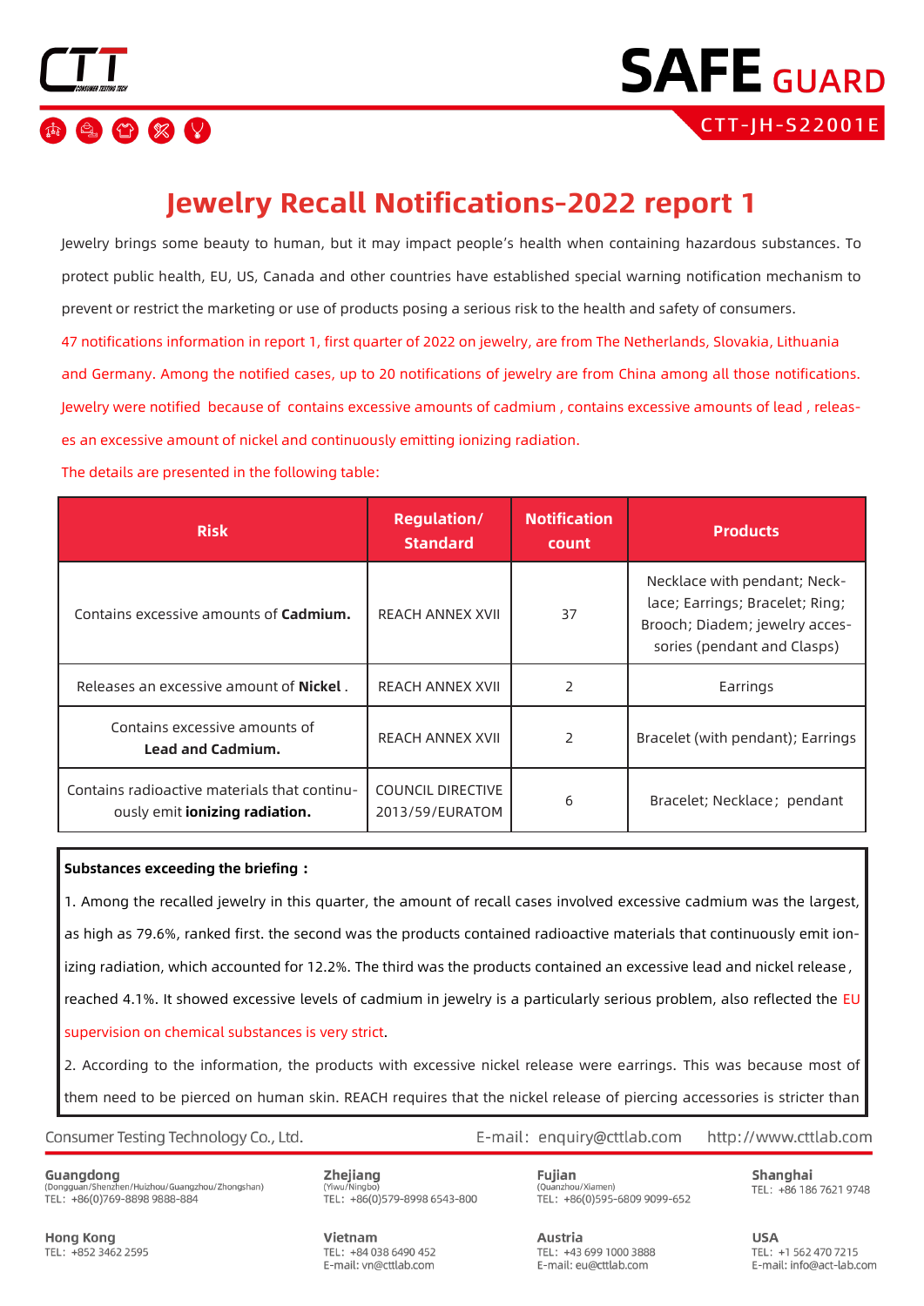# Jewelry Recall Notifications-2022 report 1

Jewelry brings some beauty to human, but it may impact people's health when containing hazardous substances. To protect public health, EU, US, Canada and other countries have established special warning notification mechanism to prevent or restrict the marketing or use of products posing a serious risk to the health and safety of consumers.

47 notifications information in report 1, first quarter of 2022 on jewelry, are from The Netherlands, Slovakia, Lithuania and Germany. Among the notified cases, up to 20 notifications of jewelry are from China among all those notifications. Jewelry were notified because of contains excessive amounts of cadmium , contains excessive amounts of lead , releases an excessive amount of nickel and continuously emitting ionizing radiation.

The details are presented in the following table:

| Risk | Regulation/ Standard | Notification count | Products |
|---|---|---|---|
| Contains excessive amounts of **Cadmium.** | REACH ANNEX XVII | 37 | Necklace with pendant; Necklace; Earrings; Bracelet; Ring; Brooch; Diadem; jewelry accessories (pendant and Clasps) |
| Releases an excessive amount of **Nickel** . | REACH ANNEX XVII | 2 | Earrings |
| Contains excessive amounts of **Lead and Cadmium.** | REACH ANNEX XVII | 2 | Bracelet (with pendant); Earrings |
| Contains radioactive materials that continuously emit **ionizing radiation.** | COUNCIL DIRECTIVE 2013/59/EURATOM | 6 | Bracelet; Necklace; pendant |

**Substances exceeding the briefing：**

1. Among the recalled jewelry in this quarter, the amount of recall cases involved excessive cadmium was the largest, as high as 79.6%, ranked first. the second was the products contained radioactive materials that continuously emit ionizing radiation, which accounted for 12.2%. The third was the products contained an excessive lead and nickel release , reached 4.1%. It showed excessive levels of cadmium in jewelry is a particularly serious problem, also reflected the EU supervision on chemical substances is very strict.

2. According to the information, the products with excessive nickel release were earrings. This was because most of them need to be pierced on human skin. REACH requires that the nickel release of piercing accessories is stricter than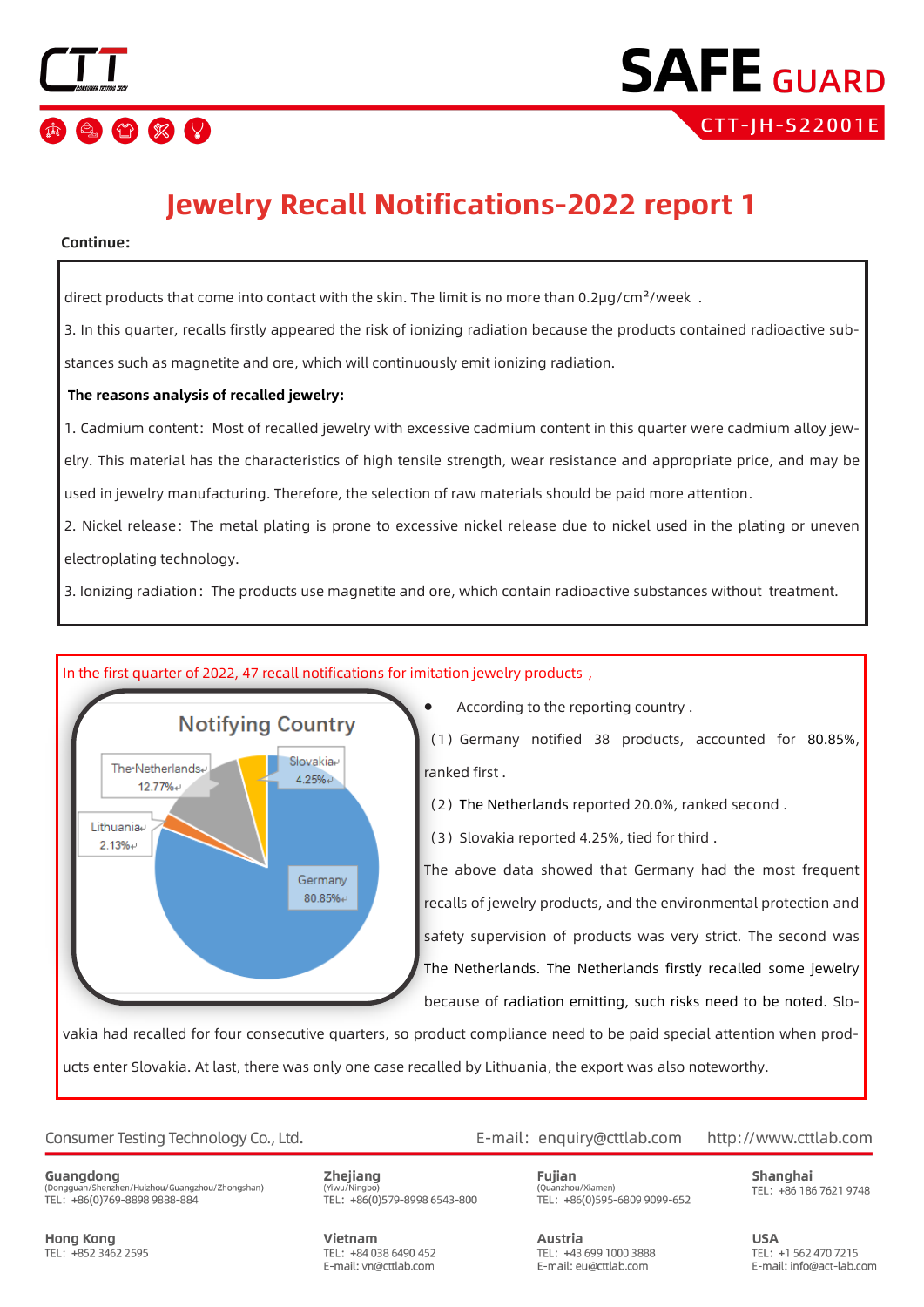# Jewelry Recall Notifications-2022 report 1

**Continue:**

direct products that come into contact with the skin. The limit is no more than 0.2μg/cm²/week .

3. In this quarter, recalls firstly appeared the risk of ionizing radiation because the products contained radioactive substances such as magnetite and ore, which will continuously emit ionizing radiation.

**The reasons analysis of recalled jewelry:**

1. Cadmium content: Most of recalled jewelry with excessive cadmium content in this quarter were cadmium alloy jewelry. This material has the characteristics of high tensile strength, wear resistance and appropriate price, and may be used in jewelry manufacturing. Therefore, the selection of raw materials should be paid more attention.

2. Nickel release: The metal plating is prone to excessive nickel release due to nickel used in the plating or uneven electroplating technology.

3. Ionizing radiation: The products use magnetite and ore, which contain radioactive substances without treatment.

In the first quarter of 2022, 47 recall notifications for imitation jewelry products ,

**Notifying Country**

| Country | Share |
|---|---|
| Germany | 80.85% |
| The Netherlands | 12.77% |
| Slovakia | 4.25% |
| Lithuania | 2.13% |

- According to the reporting country .

（1）Germany notified 38 products, accounted for 80.85%, ranked first .

（2）The Netherlands reported 20.0%, ranked second .

（3）Slovakia reported 4.25%, tied for third .

The above data showed that Germany had the most frequent recalls of jewelry products, and the environmental protection and safety supervision of products was very strict. The second was The Netherlands. The Netherlands firstly recalled some jewelry because of radiation emitting, such risks need to be noted. Slovakia had recalled for four consecutive quarters, so product compliance need to be paid special attention when products enter Slovakia. At last, there was only one case recalled by Lithuania, the export was also noteworthy.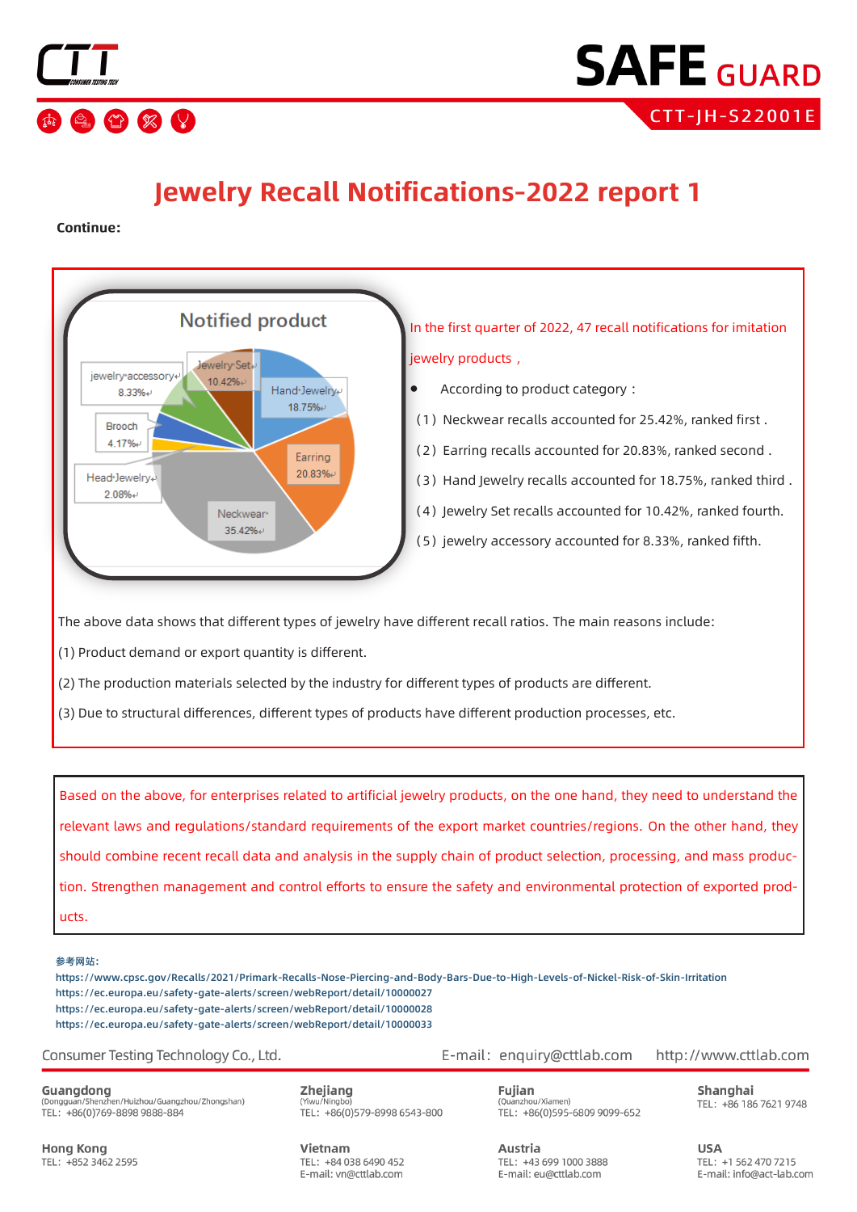# Jewelry Recall Notifications-2022 report 1

**Continue:**

**Notified product**

| Category | Share |
|---|---|
| Neckwear | 35.42% |
| Earring | 20.83% |
| Hand Jewelry | 18.75% |
| Jewelry Set | 10.42% |
| jewelry accessory | 8.33% |
| Brooch | 4.17% |
| Head Jewelry | 2.08% |

In the first quarter of 2022, 47 recall notifications for imitation jewelry products ,

- According to product category：

（1）Neckwear recalls accounted for 25.42%, ranked first .

（2）Earring recalls accounted for 20.83%, ranked second .

（3）Hand Jewelry recalls accounted for 18.75%, ranked third .

（4）Jewelry Set recalls accounted for 10.42%, ranked fourth.

（5）jewelry accessory accounted for 8.33%, ranked fifth.

The above data shows that different types of jewelry have different recall ratios. The main reasons include:

(1) Product demand or export quantity is different.

(2) The production materials selected by the industry for different types of products are different.

(3) Due to structural differences, different types of products have different production processes, etc.

Based on the above, for enterprises related to artificial jewelry products, on the one hand, they need to understand the relevant laws and regulations/standard requirements of the export market countries/regions. On the other hand, they should combine recent recall data and analysis in the supply chain of product selection, processing, and mass production. Strengthen management and control efforts to ensure the safety and environmental protection of exported products.

参考网站:

https://www.cpsc.gov/Recalls/2021/Primark-Recalls-Nose-Piercing-and-Body-Bars-Due-to-High-Levels-of-Nickel-Risk-of-Skin-Irritation
https://ec.europa.eu/safety-gate-alerts/screen/webReport/detail/10000027
https://ec.europa.eu/safety-gate-alerts/screen/webReport/detail/10000028
https://ec.europa.eu/safety-gate-alerts/screen/webReport/detail/10000033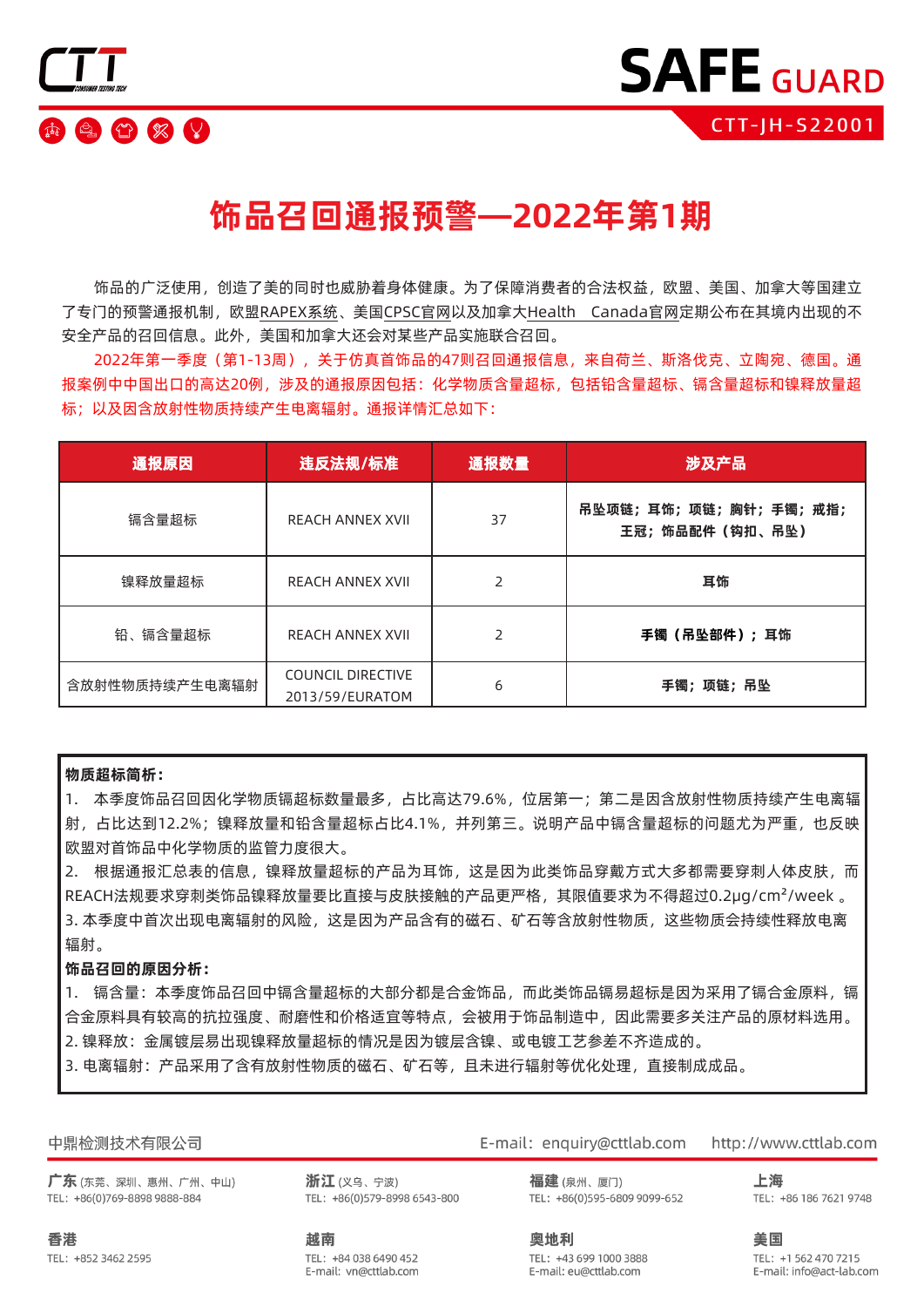# 饰品召回通报预警—2022年第1期

饰品的广泛使用，创造了美的同时也威胁着身体健康。为了保障消费者的合法权益，欧盟、美国、加拿大等国建立了专门的预警通报机制，欧盟RAPEX系统、美国CPSC官网以及加拿大Health Canada官网定期公布在其境内出现的不安全产品的召回信息。此外，美国和加拿大还会对某些产品实施联合召回。

2022年第一季度（第1-13周），关于仿真首饰品的47则召回通报信息，来自荷兰、斯洛伐克、立陶宛、德国。通报案例中中国出口的高达20例，涉及的通报原因包括：化学物质含量超标，包括铅含量超标、镉含量超标和镍释放量超标；以及因含放射性物质持续产生电离辐射。通报详情汇总如下：

| 通报原因 | 违反法规/标准 | 通报数量 | 涉及产品 |
|---|---|---|---|
| 镉含量超标 | REACH ANNEX XVII | 37 | **吊坠项链；耳饰；项链；胸针；手镯；戒指；王冠；饰品配件（钩扣、吊坠）** |
| 镍释放量超标 | REACH ANNEX XVII | 2 | **耳饰** |
| 铅、镉含量超标 | REACH ANNEX XVII | 2 | **手镯（吊坠部件）；耳饰** |
| 含放射性物质持续产生电离辐射 | COUNCIL DIRECTIVE 2013/59/EURATOM | 6 | **手镯；项链；吊坠** |

**物质超标简析：**

1. 本季度饰品召回因化学物质镉超标数量最多，占比高达79.6%，位居第一；第二是因含放射性物质持续产生电离辐射，占比达到12.2%；镍释放量和铅含量超标占比4.1%，并列第三。说明产品中镉含量超标的问题尤为严重，也反映欧盟对首饰品中化学物质的监管力度很大。
2. 根据通报汇总表的信息，镍释放量超标的产品为耳饰，这是因为此类饰品穿戴方式大多都需要穿刺人体皮肤，而REACH法规要求穿刺类饰品镍释放量要比直接与皮肤接触的产品更严格，其限值要求为不得超过0.2μg/cm²/week 。
3. 本季度中首次出现电离辐射的风险，这是因为产品含有的磁石、矿石等含放射性物质，这些物质会持续性释放电离辐射。

**饰品召回的原因分析：**

1. 镉含量：本季度饰品召回中镉含量超标的大部分都是合金饰品，而此类饰品镉易超标是因为采用了镉合金原料，镉合金原料具有较高的抗拉强度、耐磨性和价格适宜等特点，会被用于饰品制造中，因此需要多关注产品的原材料选用。
2. 镍释放：金属镀层易出现镍释放量超标的情况是因为镀层含镍、或电镀工艺参差不齐造成的。
3. 电离辐射：产品采用了含有放射性物质的磁石、矿石等，且未进行辐射等优化处理，直接制成成品。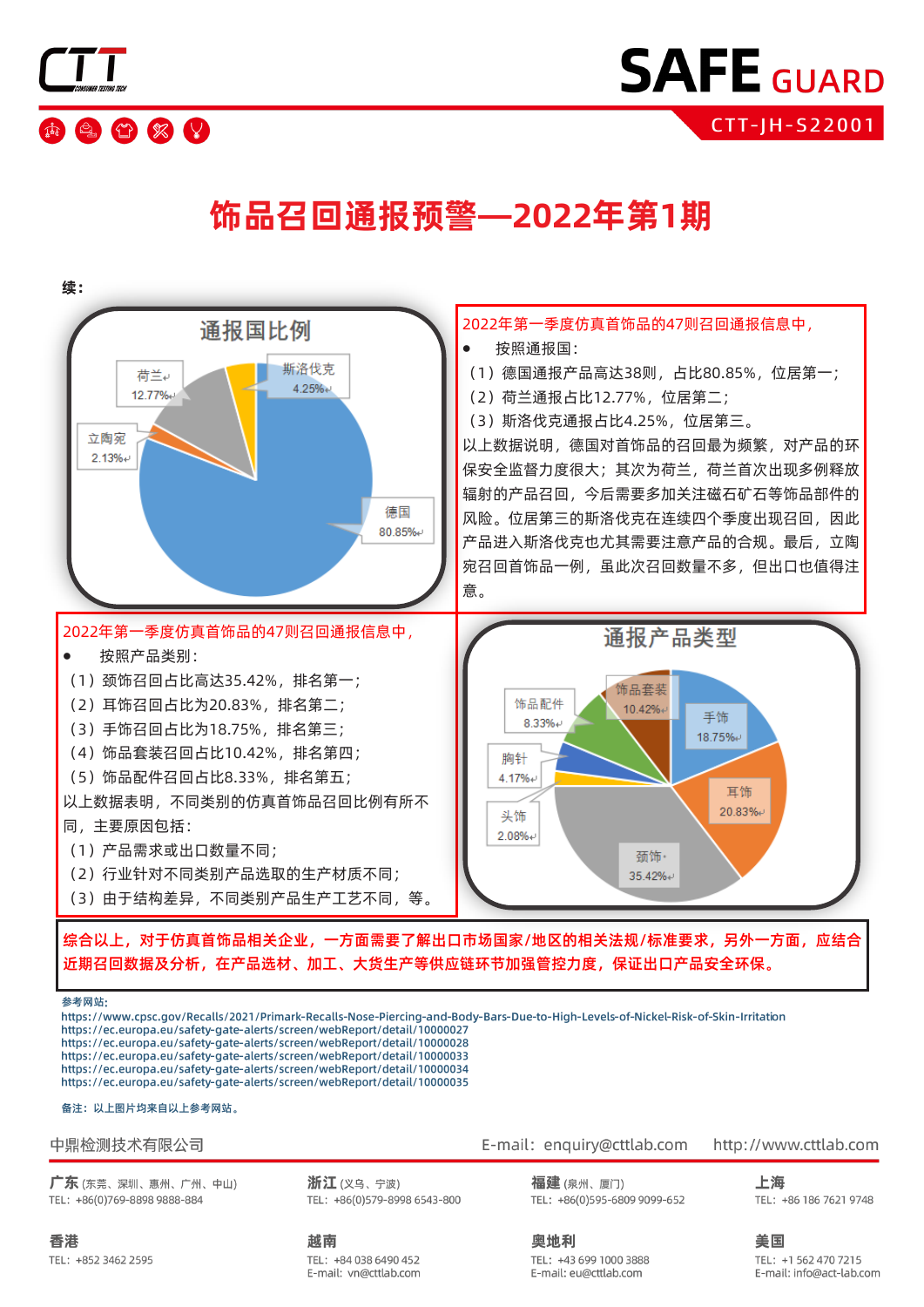# 饰品召回通报预警—2022年第1期

续：

通报国比例

荷兰
12.77%

斯洛伐克
4.25%

立陶宛
2.13%

德国
80.85%

2022年第一季度仿真首饰品的47则召回通报信息中，

- 按照通报国：

（1）德国通报产品高达38则，占比80.85%，位居第一；
（2）荷兰通报占比12.77%，位居第二；
（3）斯洛伐克通报占比4.25%，位居第三。

以上数据说明，德国对首饰品的召回最为频繁，对产品的环保安全监督力度很大；其次为荷兰，荷兰首次出现多例释放辐射的产品召回，今后需要多加关注磁石矿石等饰品部件的风险。位居第三的斯洛伐克在连续四个季度出现召回，因此产品进入斯洛伐克也尤其需要注意产品的合规。最后，立陶宛召回首饰品一例，虽此次召回数量不多，但出口也值得注意。

2022年第一季度仿真首饰品的47则召回通报信息中，

- 按照产品类别：

（1）颈饰召回占比高达35.42%，排名第一；
（2）耳饰召回占比为20.83%，排名第二；
（3）手饰召回占比为18.75%，排名第三；
（4）饰品套装召回占比10.42%，排名第四；
（5）饰品配件召回占比8.33%，排名第五；

以上数据表明，不同类别的仿真首饰品召回比例有所不同，主要原因包括：

（1）产品需求或出口数量不同；
（2）行业针对不同类别产品选取的生产材质不同；
（3）由于结构差异，不同类别产品生产工艺不同，等。

通报产品类型

饰品套装
10.42%

手饰
18.75%

饰品配件
8.33%

胸针
4.17%

耳饰
20.83%

头饰
2.08%

颈饰
35.42%

**综合以上，对于仿真首饰品相关企业，一方面需要了解出口市场国家/地区的相关法规/标准要求，另外一方面，应结合近期召回数据及分析，在产品选材、加工、大货生产等供应链环节加强管控力度，保证出口产品安全环保。**

参考网站：
https://www.cpsc.gov/Recalls/2021/Primark-Recalls-Nose-Piercing-and-Body-Bars-Due-to-High-Levels-of-Nickel-Risk-of-Skin-Irritation
https://ec.europa.eu/safety-gate-alerts/screen/webReport/detail/10000027
https://ec.europa.eu/safety-gate-alerts/screen/webReport/detail/10000028
https://ec.europa.eu/safety-gate-alerts/screen/webReport/detail/10000033
https://ec.europa.eu/safety-gate-alerts/screen/webReport/detail/10000034
https://ec.europa.eu/safety-gate-alerts/screen/webReport/detail/10000035

备注：以上图片均来自以上参考网站。

中鼎检测技术有限公司　E-mail：enquiry@cttlab.com　http://www.cttlab.com

**广东** (东莞、深圳、惠州、广州、中山)
TEL：+86(0)769-8898 9888-884

**浙江** (义乌、宁波)
TEL：+86(0)579-8998 6543-800

**福建** (泉州、厦门)
TEL：+86(0)595-6809 9099-652

**上海**
TEL：+86 186 7621 9748

**香港**
TEL：+852 3462 2595

**越南**
TEL：+84 038 6490 452
E-mail：vn@cttlab.com

**奥地利**
TEL：+43 699 1000 3888
E-mail：eu@cttlab.com

**美国**
TEL：+1 562 470 7215
E-mail：info@act-lab.com